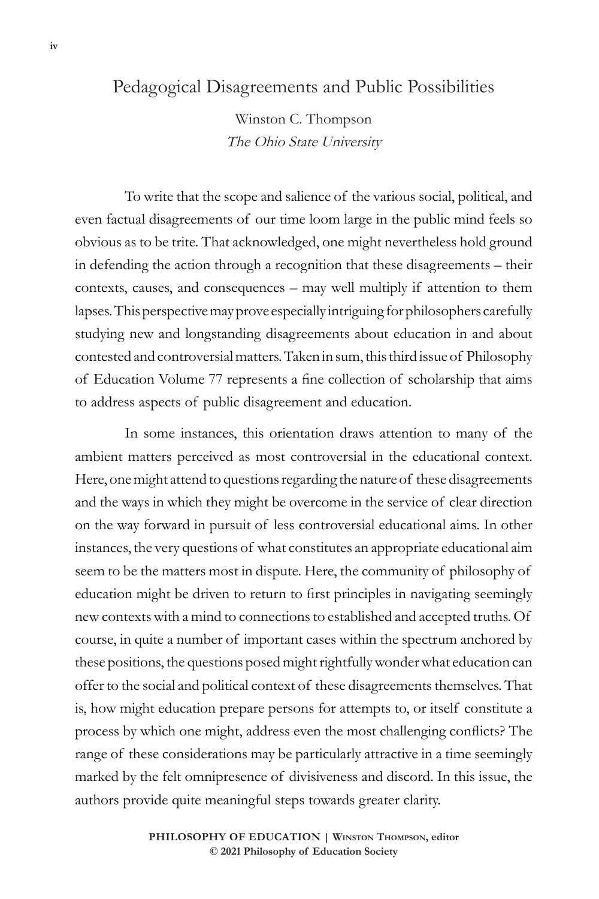# Pedagogical Disagreements and Public Possibilities

Winston C. Thompson
*The Ohio State University*

To write that the scope and salience of the various social, political, and even factual disagreements of our time loom large in the public mind feels so obvious as to be trite. That acknowledged, one might nevertheless hold ground in defending the action through a recognition that these disagreements – their contexts, causes, and consequences – may well multiply if attention to them lapses. This perspective may prove especially intriguing for philosophers carefully studying new and longstanding disagreements about education in and about contested and controversial matters. Taken in sum, this third issue of Philosophy of Education Volume 77 represents a fine collection of scholarship that aims to address aspects of public disagreement and education.

In some instances, this orientation draws attention to many of the ambient matters perceived as most controversial in the educational context. Here, one might attend to questions regarding the nature of these disagreements and the ways in which they might be overcome in the service of clear direction on the way forward in pursuit of less controversial educational aims. In other instances, the very questions of what constitutes an appropriate educational aim seem to be the matters most in dispute. Here, the community of philosophy of education might be driven to return to first principles in navigating seemingly new contexts with a mind to connections to established and accepted truths. Of course, in quite a number of important cases within the spectrum anchored by these positions, the questions posed might rightfully wonder what education can offer to the social and political context of these disagreements themselves. That is, how might education prepare persons for attempts to, or itself constitute a process by which one might, address even the most challenging conflicts? The range of these considerations may be particularly attractive in a time seemingly marked by the felt omnipresence of divisiveness and discord. In this issue, the authors provide quite meaningful steps towards greater clarity.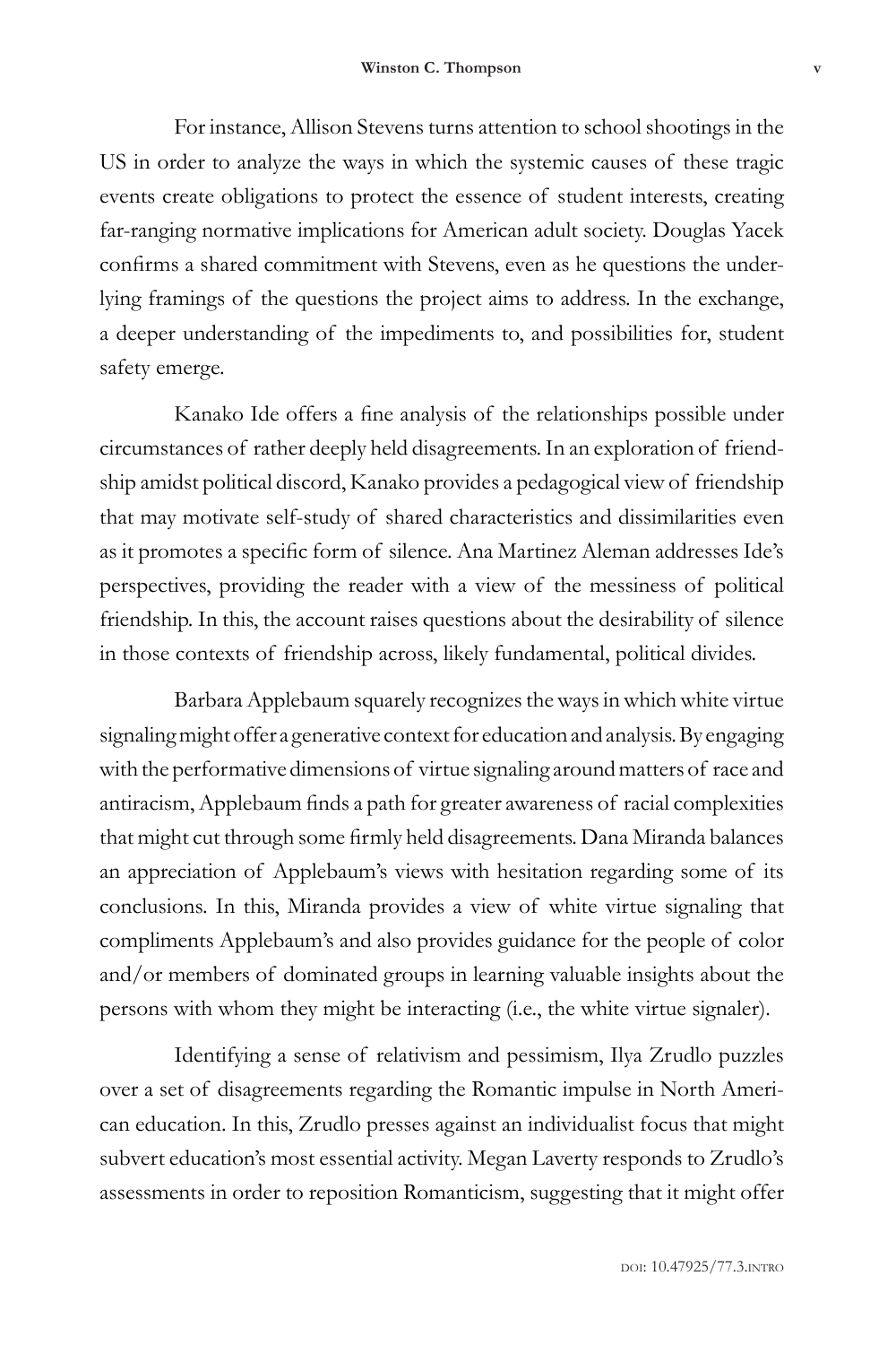For instance, Allison Stevens turns attention to school shootings in the US in order to analyze the ways in which the systemic causes of these tragic events create obligations to protect the essence of student interests, creating far-ranging normative implications for American adult society. Douglas Yacek confirms a shared commitment with Stevens, even as he questions the underlying framings of the questions the project aims to address. In the exchange, a deeper understanding of the impediments to, and possibilities for, student safety emerge.

Kanako Ide offers a fine analysis of the relationships possible under circumstances of rather deeply held disagreements. In an exploration of friendship amidst political discord, Kanako provides a pedagogical view of friendship that may motivate self-study of shared characteristics and dissimilarities even as it promotes a specific form of silence. Ana Martinez Aleman addresses Ide's perspectives, providing the reader with a view of the messiness of political friendship. In this, the account raises questions about the desirability of silence in those contexts of friendship across, likely fundamental, political divides.

Barbara Applebaum squarely recognizes the ways in which white virtue signaling might offer a generative context for education and analysis. By engaging with the performative dimensions of virtue signaling around matters of race and antiracism, Applebaum finds a path for greater awareness of racial complexities that might cut through some firmly held disagreements. Dana Miranda balances an appreciation of Applebaum's views with hesitation regarding some of its conclusions. In this, Miranda provides a view of white virtue signaling that compliments Applebaum's and also provides guidance for the people of color and/or members of dominated groups in learning valuable insights about the persons with whom they might be interacting (i.e., the white virtue signaler).

Identifying a sense of relativism and pessimism, Ilya Zrudlo puzzles over a set of disagreements regarding the Romantic impulse in North American education. In this, Zrudlo presses against an individualist focus that might subvert education's most essential activity. Megan Laverty responds to Zrudlo's assessments in order to reposition Romanticism, suggesting that it might offer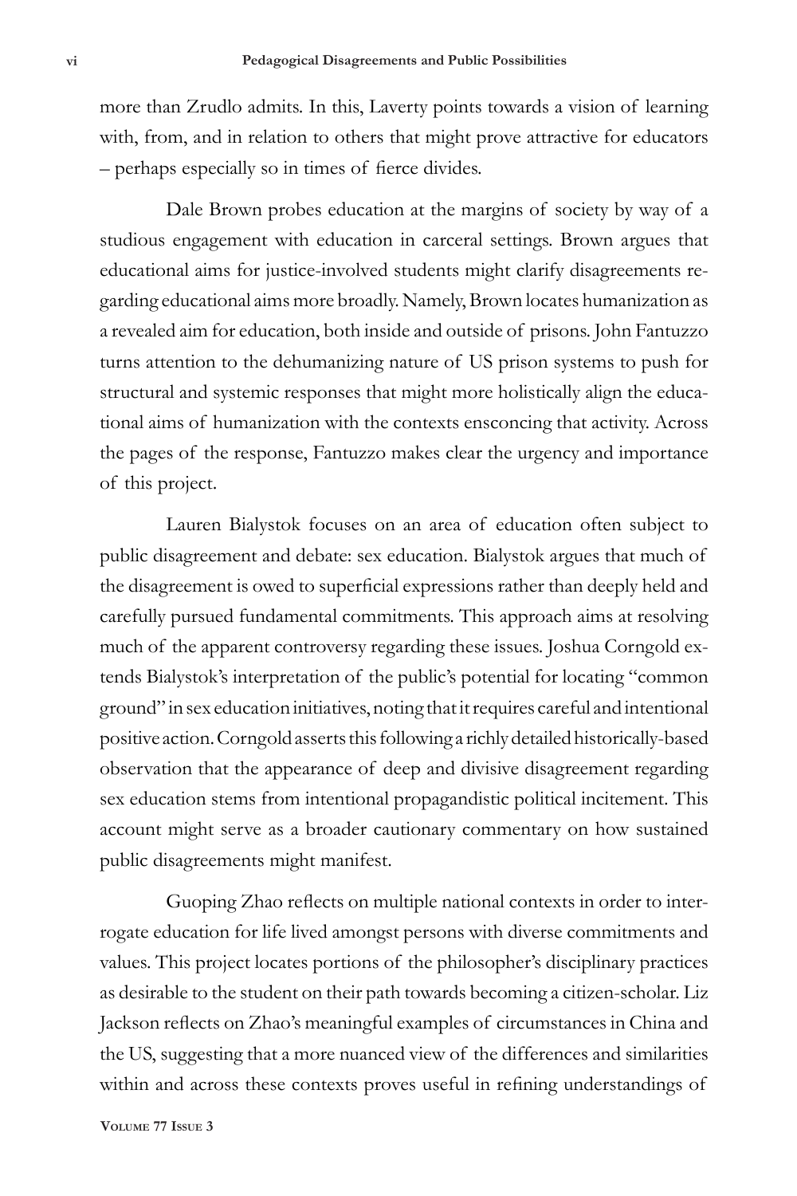more than Zrudlo admits. In this, Laverty points towards a vision of learning with, from, and in relation to others that might prove attractive for educators – perhaps especially so in times of fierce divides.

Dale Brown probes education at the margins of society by way of a studious engagement with education in carceral settings. Brown argues that educational aims for justice-involved students might clarify disagreements regarding educational aims more broadly. Namely, Brown locates humanization as a revealed aim for education, both inside and outside of prisons. John Fantuzzo turns attention to the dehumanizing nature of US prison systems to push for structural and systemic responses that might more holistically align the educational aims of humanization with the contexts ensconcing that activity. Across the pages of the response, Fantuzzo makes clear the urgency and importance of this project.

Lauren Bialystok focuses on an area of education often subject to public disagreement and debate: sex education. Bialystok argues that much of the disagreement is owed to superficial expressions rather than deeply held and carefully pursued fundamental commitments. This approach aims at resolving much of the apparent controversy regarding these issues. Joshua Corngold extends Bialystok's interpretation of the public's potential for locating "common ground" in sex education initiatives, noting that it requires careful and intentional positive action. Corngold asserts this following a richly detailed historically-based observation that the appearance of deep and divisive disagreement regarding sex education stems from intentional propagandistic political incitement. This account might serve as a broader cautionary commentary on how sustained public disagreements might manifest.

Guoping Zhao reflects on multiple national contexts in order to interrogate education for life lived amongst persons with diverse commitments and values. This project locates portions of the philosopher's disciplinary practices as desirable to the student on their path towards becoming a citizen-scholar. Liz Jackson reflects on Zhao's meaningful examples of circumstances in China and the US, suggesting that a more nuanced view of the differences and similarities within and across these contexts proves useful in refining understandings of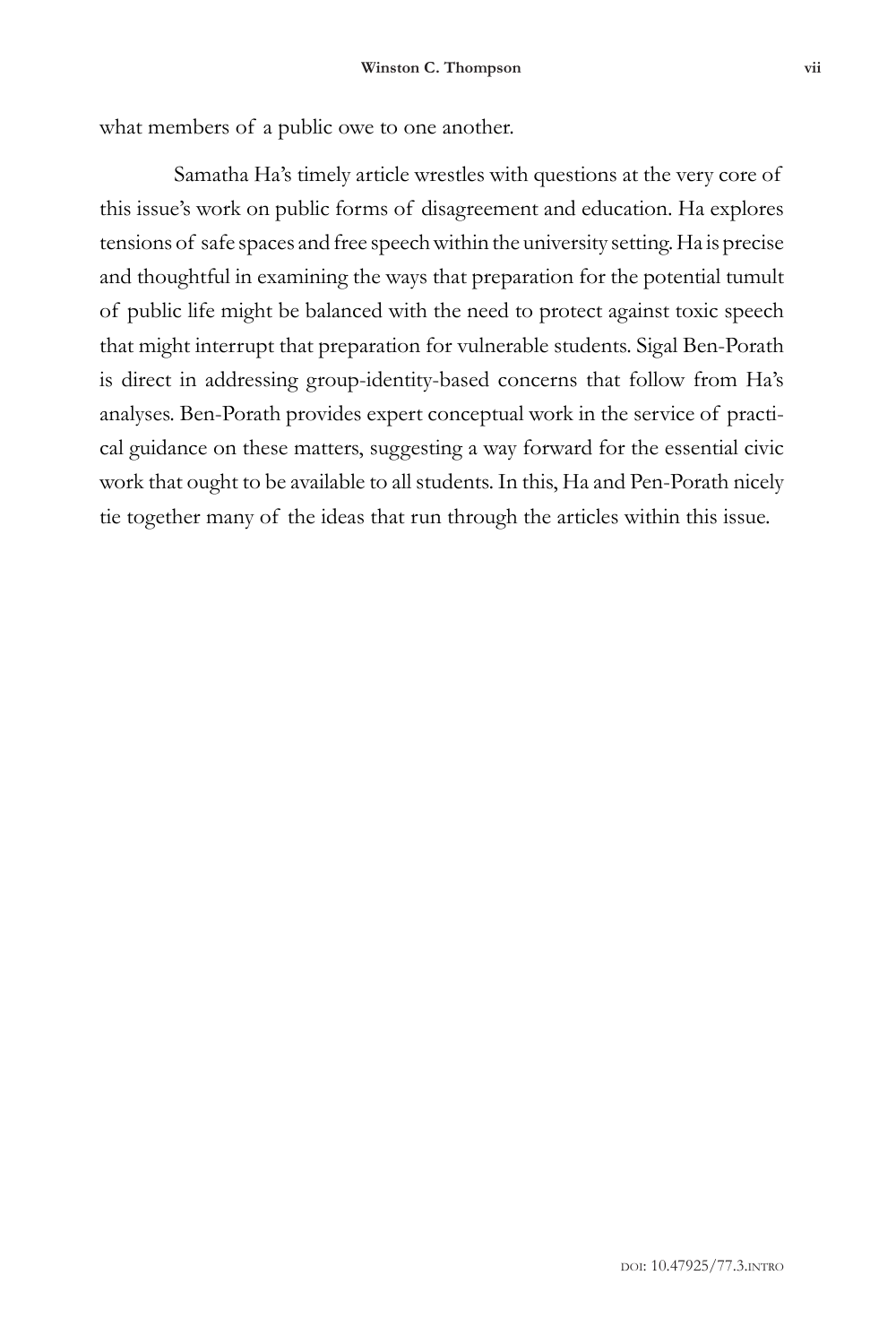what members of a public owe to one another.

Samatha Ha's timely article wrestles with questions at the very core of this issue's work on public forms of disagreement and education. Ha explores tensions of safe spaces and free speech within the university setting. Ha is precise and thoughtful in examining the ways that preparation for the potential tumult of public life might be balanced with the need to protect against toxic speech that might interrupt that preparation for vulnerable students. Sigal Ben-Porath is direct in addressing group-identity-based concerns that follow from Ha's analyses. Ben-Porath provides expert conceptual work in the service of practical guidance on these matters, suggesting a way forward for the essential civic work that ought to be available to all students. In this, Ha and Pen-Porath nicely tie together many of the ideas that run through the articles within this issue.